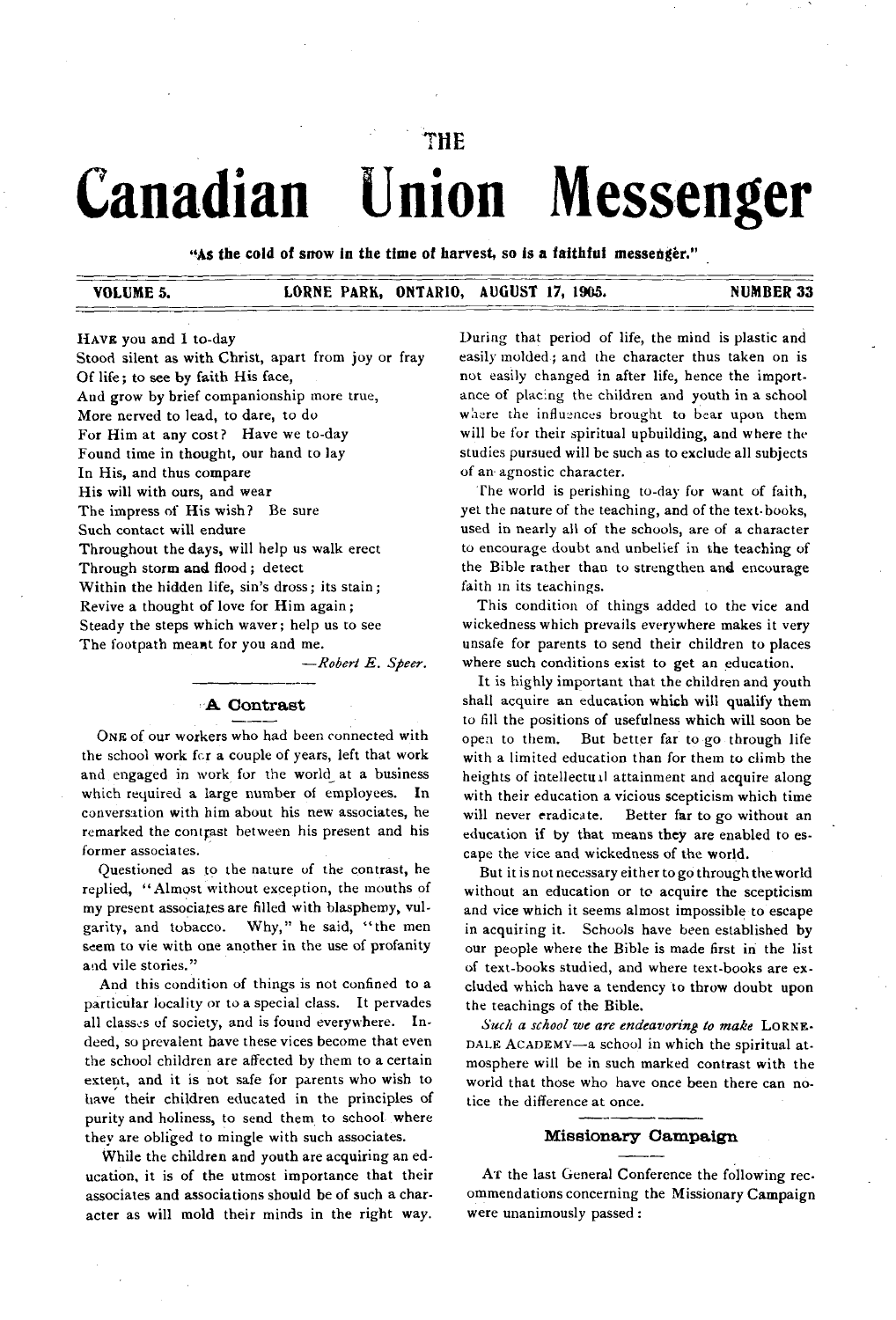THE

# Canadian Union Messenger

"As the cold of snow in the time of harvest, so is a faithful messenger."

VOLUME 5. LORNE PARK, ONTARIO, AUGUST 17, 1905. NUMBER 33

HAVE you and I to-day
Stood silent as with Christ, apart from joy or fray
Of life; to see by faith His face,
And grow by brief companionship more true,
More nerved to lead, to dare, to do
For Him at any cost? Have we to-day
Found time in thought, our hand to lay
In His, and thus compare
His will with ours, and wear
The impress of His wish? Be sure
Such contact will endure
Throughout the days, will help us walk erect
Through storm and flood; detect
Within the hidden life, sin's dross; its stain;
Revive a thought of love for Him again;
Steady the steps which waver; help us to see
The footpath meant for you and me.

—*Robert E. Speer.*

## A Contrast

ONE of our workers who had been connected with the school work for a couple of years, left that work and engaged in work for the world at a business which required a large number of employees. In conversation with him about his new associates, he remarked the contrast between his present and his former associates.

Questioned as to the nature of the contrast, he replied, "Almost without exception, the mouths of my present associates are filled with blasphemy, vulgarity, and tobacco. Why," he said, "the men seem to vie with one another in the use of profanity and vile stories."

And this condition of things is not confined to a particular locality or to a special class. It pervades all classes of society, and is found everywhere. Indeed, so prevalent have these vices become that even the school children are affected by them to a certain extent, and it is not safe for parents who wish to have their children educated in the principles of purity and holiness, to send them to school where they are obliged to mingle with such associates.

While the children and youth are acquiring an education, it is of the utmost importance that their associates and associations should be of such a character as will mold their minds in the right way. During that period of life, the mind is plastic and easily molded; and the character thus taken on is not easily changed in after life, hence the importance of placing the children and youth in a school where the influences brought to bear upon them will be for their spiritual upbuilding, and where the studies pursued will be such as to exclude all subjects of an agnostic character.

The world is perishing to-day for want of faith, yet the nature of the teaching, and of the text-books, used in nearly all of the schools, are of a character to encourage doubt and unbelief in the teaching of the Bible rather than to strengthen and encourage faith in its teachings.

This condition of things added to the vice and wickedness which prevails everywhere makes it very unsafe for parents to send their children to places where such conditions exist to get an education.

It is highly important that the children and youth shall acquire an education which will qualify them to fill the positions of usefulness which will soon be open to them. But better far to go through life with a limited education than for them to climb the heights of intellectual attainment and acquire along with their education a vicious scepticism which time will never eradicate. Better far to go without an education if by that means they are enabled to escape the vice and wickedness of the world.

But it is not necessary either to go through the world without an education or to acquire the scepticism and vice which it seems almost impossible to escape in acquiring it. Schools have been established by our people where the Bible is made first in the list of text-books studied, and where text-books are excluded which have a tendency to throw doubt upon the teachings of the Bible.

*Such a school we are endeavoring to make* LORNEDALE ACADEMY—a school in which the spiritual atmosphere will be in such marked contrast with the world that those who have once been there can notice the difference at once.

## Missionary Campaign

AT the last General Conference the following recommendations concerning the Missionary Campaign were unanimously passed: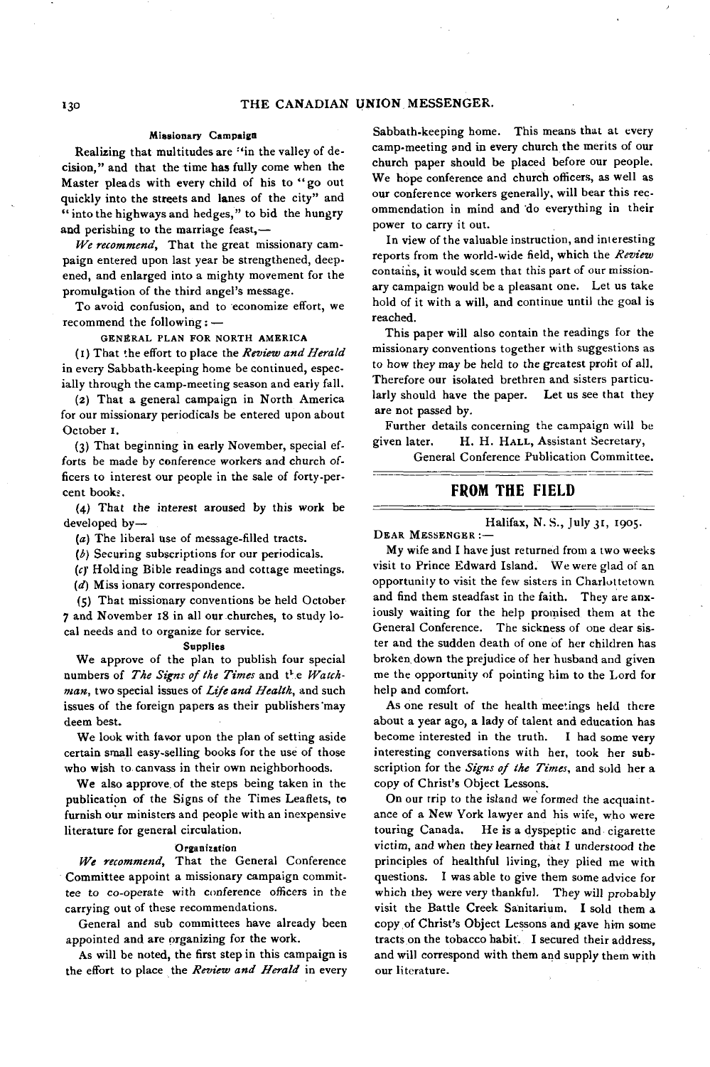### Missionary Campaign

Realizing that multitudes are "in the valley of decision," and that the time has fully come when the Master pleads with every child of his to "go out quickly into the streets and lanes of the city" and "into the highways and hedges," to bid the hungry and perishing to the marriage feast,—

*We recommend*, That the great missionary campaign entered upon last year be strengthened, deepened, and enlarged into a mighty movement for the promulgation of the third angel's message.

To avoid confusion, and to economize effort, we recommend the following:—

GENERAL PLAN FOR NORTH AMERICA

(1) That the effort to place the *Review and Herald* in every Sabbath-keeping home be continued, especially through the camp-meeting season and early fall.

(2) That a general campaign in North America for our missionary periodicals be entered upon about October 1.

(3) That beginning in early November, special efforts be made by conference workers and church officers to interest our people in the sale of forty-per-cent books.

(4) That the interest aroused by this work be developed by—

(*a*) The liberal use of message-filled tracts.

(*b*) Securing subscriptions for our periodicals.

(*c*) Holding Bible readings and cottage meetings.

(*d*) Missionary correspondence.

(5) That missionary conventions be held October 7 and November 18 in all our churches, to study local needs and to organize for service.

### Supplies

We approve of the plan to publish four special numbers of *The Signs of the Times* and the *Watchman*, two special issues of *Life and Health*, and such issues of the foreign papers as their publishers may deem best.

We look with favor upon the plan of setting aside certain small easy-selling books for the use of those who wish to canvass in their own neighborhoods.

We also approve of the steps being taken in the publication of the Signs of the Times Leaflets, to furnish our ministers and people with an inexpensive literature for general circulation.

### Organization

*We recommend*, That the General Conference Committee appoint a missionary campaign committee to co-operate with conference officers in the carrying out of these recommendations.

General and sub committees have already been appointed and are organizing for the work.

As will be noted, the first step in this campaign is the effort to place the *Review and Herald* in every Sabbath-keeping home. This means that at every camp-meeting and in every church the merits of our church paper should be placed before our people. We hope conference and church officers, as well as our conference workers generally, will bear this recommendation in mind and do everything in their power to carry it out.

In view of the valuable instruction, and interesting reports from the world-wide field, which the *Review* contains, it would seem that this part of our missionary campaign would be a pleasant one. Let us take hold of it with a will, and continue until the goal is reached.

This paper will also contain the readings for the missionary conventions together with suggestions as to how they may be held to the greatest profit of all. Therefore our isolated brethren and sisters particularly should have the paper. Let us see that they are not passed by.

Further details concerning the campaign will be given later. H. H. HALL, Assistant Secretary,
General Conference Publication Committee.

## FROM THE FIELD

Halifax, N. S., July 31, 1905.

DEAR MESSENGER:—

My wife and I have just returned from a two weeks visit to Prince Edward Island. We were glad of an opportunity to visit the few sisters in Charlottetown and find them steadfast in the faith. They are anxiously waiting for the help promised them at the General Conference. The sickness of one dear sister and the sudden death of one of her children has broken down the prejudice of her husband and given me the opportunity of pointing him to the Lord for help and comfort.

As one result of the health meetings held there about a year ago, a lady of talent and education has become interested in the truth. I had some very interesting conversations with her, took her subscription for the *Signs of the Times*, and sold her a copy of Christ's Object Lessons.

On our trip to the island we formed the acquaintance of a New York lawyer and his wife, who were touring Canada. He is a dyspeptic and cigarette victim, and when they learned that I understood the principles of healthful living, they plied me with questions. I was able to give them some advice for which they were very thankful. They will probably visit the Battle Creek Sanitarium. I sold them a copy of Christ's Object Lessons and gave him some tracts on the tobacco habit. I secured their address, and will correspond with them and supply them with our literature.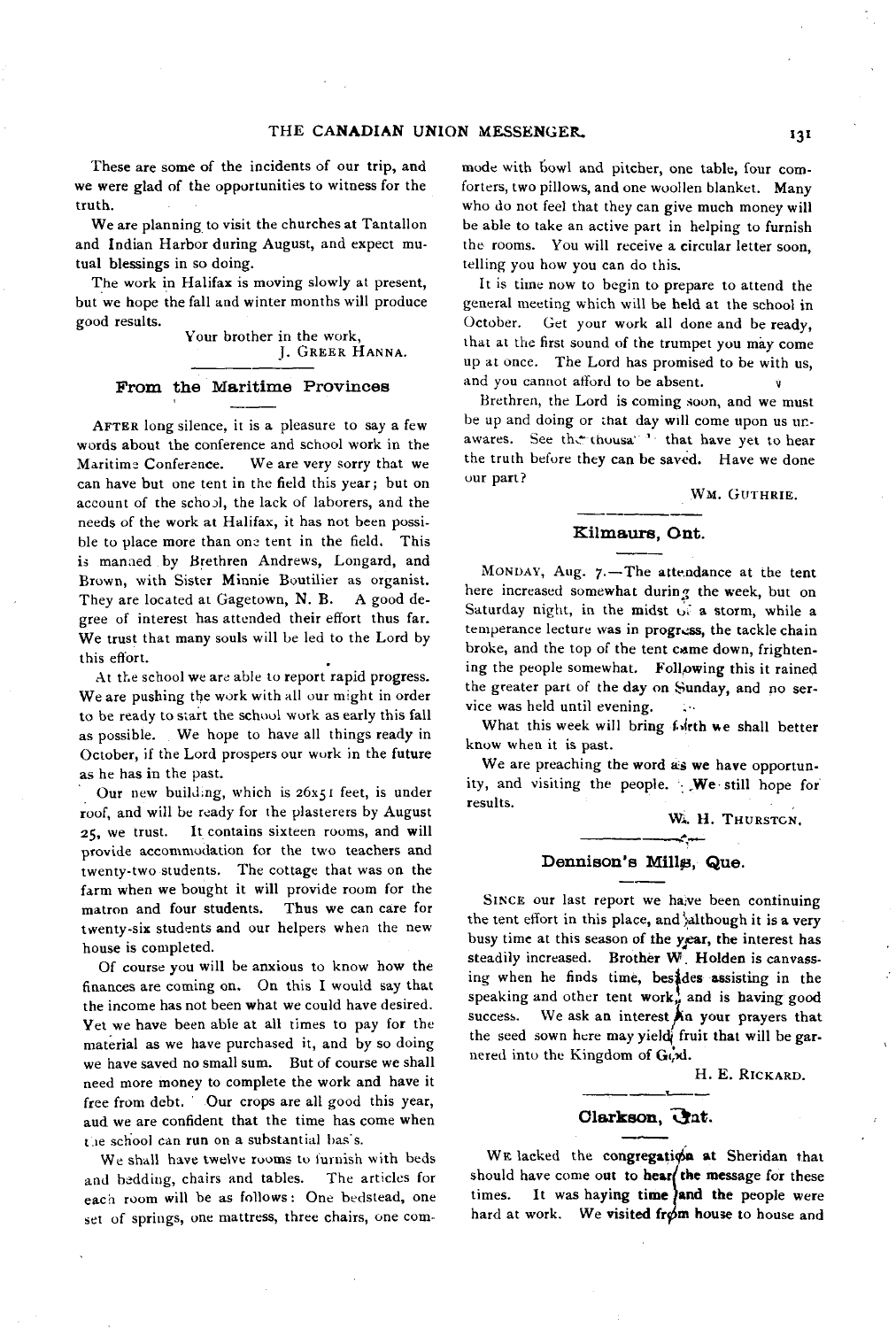These are some of the incidents of our trip, and we were glad of the opportunities to witness for the truth.

We are planning to visit the churches at Tantallon and Indian Harbor during August, and expect mutual blessings in so doing.

The work in Halifax is moving slowly at present, but we hope the fall and winter months will produce good results.

Your brother in the work,
J. GREER HANNA.

## From the Maritime Provinces

AFTER long silence, it is a pleasure to say a few words about the conference and school work in the Maritime Conference. We are very sorry that we can have but one tent in the field this year; but on account of the school, the lack of laborers, and the needs of the work at Halifax, it has not been possible to place more than one tent in the field. This is manned by Brethren Andrews, Longard, and Brown, with Sister Minnie Boutilier as organist. They are located at Gagetown, N. B. A good degree of interest has attended their effort thus far. We trust that many souls will be led to the Lord by this effort.

At the school we are able to report rapid progress. We are pushing the work with all our might in order to be ready to start the school work as early this fall as possible. We hope to have all things ready in October, if the Lord prospers our work in the future as he has in the past.

Our new building, which is 26x51 feet, is under roof, and will be ready for the plasterers by August 25, we trust. It contains sixteen rooms, and will provide accommodation for the two teachers and twenty-two students. The cottage that was on the farm when we bought it will provide room for the matron and four students. Thus we can care for twenty-six students and our helpers when the new house is completed.

Of course you will be anxious to know how the finances are coming on. On this I would say that the income has not been what we could have desired. Yet we have been able at all times to pay for the material as we have purchased it, and by so doing we have saved no small sum. But of course we shall need more money to complete the work and have it free from debt. Our crops are all good this year, and we are confident that the time has come when the school can run on a substantial basis.

We shall have twelve rooms to furnish with beds and bedding, chairs and tables. The articles for each room will be as follows: One bedstead, one set of springs, one mattress, three chairs, one commode with bowl and pitcher, one table, four comforters, two pillows, and one woollen blanket. Many who do not feel that they can give much money will be able to take an active part in helping to furnish the rooms. You will receive a circular letter soon, telling you how you can do this.

It is time now to begin to prepare to attend the general meeting which will be held at the school in October. Get your work all done and be ready, that at the first sound of the trumpet you may come up at once. The Lord has promised to be with us, and you cannot afford to be absent.

Brethren, the Lord is coming soon, and we must be up and doing or that day will come upon us unawares. See the thousands that have yet to hear the truth before they can be saved. Have we done our part?

WM. GUTHRIE.

## Kilmaurs, Ont.

MONDAY, Aug. 7.—The attendance at the tent here increased somewhat during the week, but on Saturday night, in the midst of a storm, while a temperance lecture was in progress, the tackle chain broke, and the top of the tent came down, frightening the people somewhat. Following this it rained the greater part of the day on Sunday, and no service was held until evening.

What this week will bring forth we shall better know when it is past.

We are preaching the word as we have opportunity, and visiting the people. We still hope for results.

W. H. THURSTON.

## Dennison's Mills, Que.

SINCE our last report we have been continuing the tent effort in this place, and although it is a very busy time at this season of the year, the interest has steadily increased. Brother W. Holden is canvassing when he finds time, besides assisting in the speaking and other tent work, and is having good success. We ask an interest in your prayers that the seed sown here may yield fruit that will be garnered into the Kingdom of God.

H. E. RICKARD.

## Clarkson, Ont.

WE lacked the congregation at Sheridan that should have come out to hear the message for these times. It was haying time and the people were hard at work. We visited from house to house and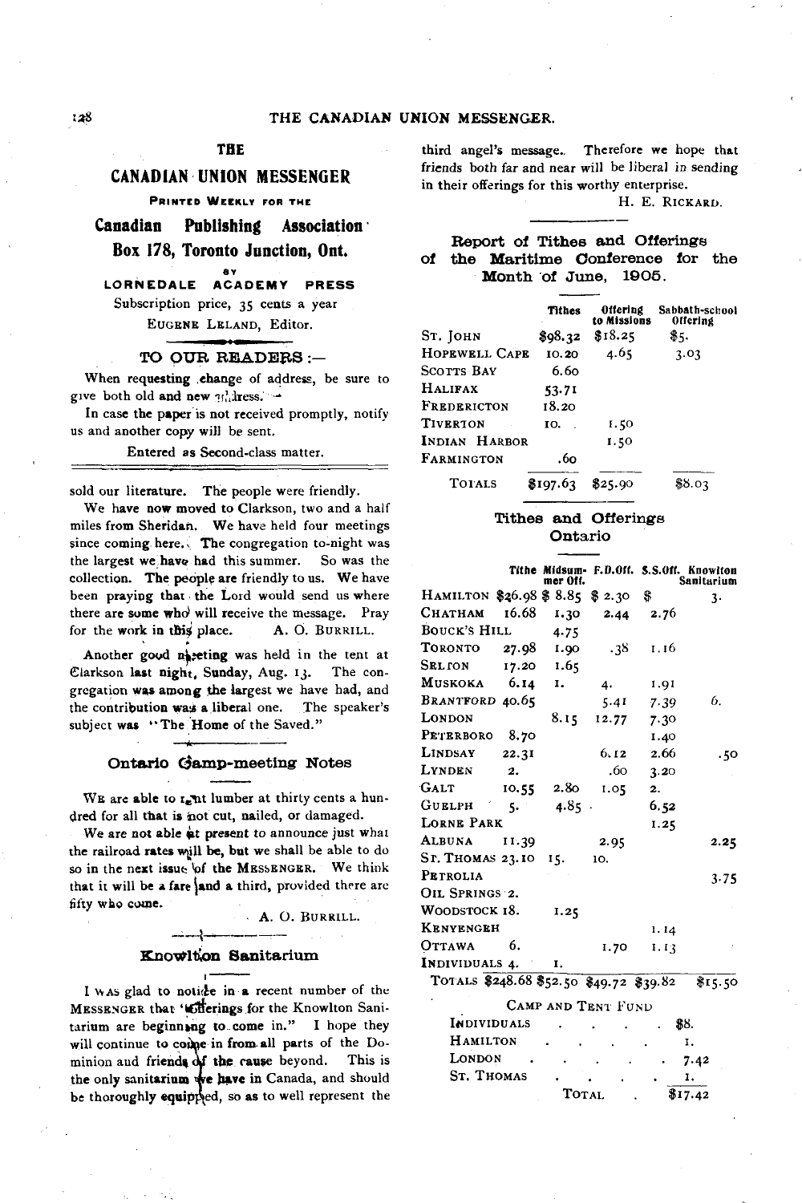# THE CANADIAN UNION MESSENGER

**PRINTED WEEKLY FOR THE**

## Canadian Publishing Association
## Box 178, Toronto Junction, Ont.

BY

**LORNEDALE ACADEMY PRESS**

Subscription price, 35 cents a year

EUGENE LELAND, Editor.

### TO OUR READERS :—

When requesting change of address, be sure to give both old and new address.

In case the paper is not received promptly, notify us and another copy will be sent.

Entered as Second-class matter.

---

sold our literature. The people were friendly.

We have now moved to Clarkson, two and a half miles from Sheridan. We have held four meetings since coming here. The congregation to-night was the largest we have had this summer. So was the collection. The people are friendly to us. We have been praying that the Lord would send us where there are some who will receive the message. Pray for the work in this place. A. O. BURRILL.

Another good meeting was held in the tent at Clarkson last night, Sunday, Aug. 13. The congregation was among the largest we have had, and the contribution was a liberal one. The speaker's subject was "The Home of the Saved."

### Ontario Camp-meeting Notes

WE are able to rent lumber at thirty cents a hundred for all that is not cut, nailed, or damaged.

We are not able at present to announce just what the railroad rates will be, but we shall be able to do so in the next issue of the MESSENGER. We think that it will be a fare and a third, provided there are fifty who come.

A. O. BURRILL.

### Knowlton Sanitarium

I WAS glad to notice in a recent number of the MESSENGER that "Offerings for the Knowlton Sanitarium are beginning to come in." I hope they will continue to come in from all parts of the Dominion and friends of the cause beyond. This is the only sanitarium we have in Canada, and should be thoroughly equipped, so as to well represent the third angel's message. Therefore we hope that friends both far and near will be liberal in sending in their offerings for this worthy enterprise.

H. E. RICKARD.

### Report of Tithes and Offerings of the Maritime Conference for the Month of June, 1905.

| | Tithes | Offering to Missions | Sabbath-school Offering |
|---|---|---|---|
| ST. JOHN | $98.32 | $18.25 | $5. |
| HOPEWELL CAPE | 10.20 | 4.65 | 3.03 |
| SCOTTS BAY | 6.60 | | |
| HALIFAX | 53.71 | | |
| FREDERICTON | 18.20 | | |
| TIVERTON | 10. | 1.50 | |
| INDIAN HARBOR | | 1.50 | |
| FARMINGTON | .60 | | |
| TOTALS | $197.63 | $25.90 | $8.03 |

### Tithes and Offerings Ontario

| | Tithe | Midsummer Off. | F.D.Off. | S.S.Off. | Knowlton Sanitarium |
|---|---|---|---|---|---|
| HAMILTON | $26.98 | $ 8.85 | $ 2.30 | $ | 3. |
| CHATHAM | 16.68 | 1.30 | 2.44 | 2.76 | |
| BOUCK'S HILL | | 4.75 | | | |
| TORONTO | 27.98 | 1.90 | .38 | 1.16 | |
| SELTON | 17.20 | 1.65 | | | |
| MUSKOKA | 6.14 | 1. | 4. | 1.91 | |
| BRANTFORD | 40.65 | | 5.41 | 7.39 | 6. |
| LONDON | | 8.15 | 12.77 | 7.30 | |
| PETERBORO | 8.70 | | | 1.40 | |
| LINDSAY | 22.31 | | 6.12 | 2.66 | .50 |
| LYNDEN | 2. | | .60 | 3.20 | |
| GALT | 10.55 | 2.80 | 1.05 | 2. | |
| GUELPH | 5. | 4.85 | | 6.52 | |
| LORNE PARK | | | | 1.25 | |
| ALBUNA | 11.39 | | 2.95 | | 2.25 |
| ST. THOMAS | 23.10 | 15. | 10. | | |
| PETROLIA | | | | | 3.75 |
| OIL SPRINGS | 2. | | | | |
| WOODSTOCK | 18. | 1.25 | | | |
| KENYENGEH | | | | 1.14 | |
| OTTAWA | 6. | | 1.70 | 1.13 | |
| INDIVIDUALS | 4. | 1. | | | |
| TOTALS | $248.68 | $52.50 | $49.72 | $39.82 | $15.50 |

CAMP AND TENT FUND

| | |
|---|---|
| INDIVIDUALS | $8. |
| HAMILTON | 1. |
| LONDON | 7.42 |
| ST. THOMAS | 1. |
| TOTAL | $17.42 |